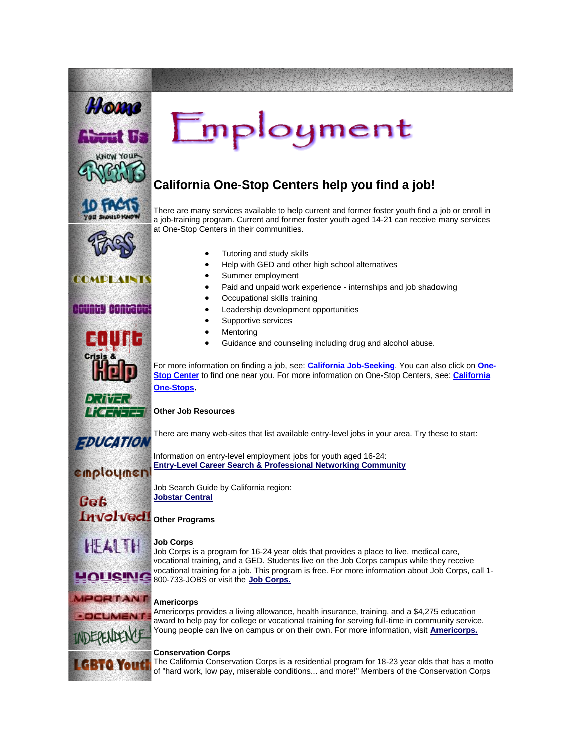# Employment

## California One-Stop Centers help you find a job!

There are many services available to help current and former foster youth find a job or enroll in a job-training program. Current and former foster youth aged 14-21 can receive many services at One-Stop Centers in their communities.

- Tutoring and study skills
- Help with GED and other high school alternatives
- Summer employment
- Paid and unpaid work experience - internships and job shadowing
- Occupational skills training
- Leadership development opportunities
- Supportive services
- Mentoring
- Guidance and counseling including drug and alcohol abuse.

For more information on finding a job, see: **California Job-Seeking**. You can also click on **One-Stop Center** to find one near you. For more information on One-Stop Centers, see: **California One-Stops**.

**Other Job Resources**

There are many web-sites that list available entry-level jobs in your area. Try these to start:

Information on entry-level employment jobs for youth aged 16-24:
**Entry-Level Career Search & Professional Networking Community**

Job Search Guide by California region:
**Jobstar Central**

**Other Programs**

**Job Corps**
Job Corps is a program for 16-24 year olds that provides a place to live, medical care, vocational training, and a GED. Students live on the Job Corps campus while they receive vocational training for a job. This program is free. For more information about Job Corps, call 1-800-733-JOBS or visit the **Job Corps.**

**Americorps**
Americorps provides a living allowance, health insurance, training, and a $4,275 education award to help pay for college or vocational training for serving full-time in community service. Young people can live on campus or on their own. For more information, visit **Americorps.**

**Conservation Corps**
The California Conservation Corps is a residential program for 18-23 year olds that has a motto of "hard work, low pay, miserable conditions... and more!" Members of the Conservation Corps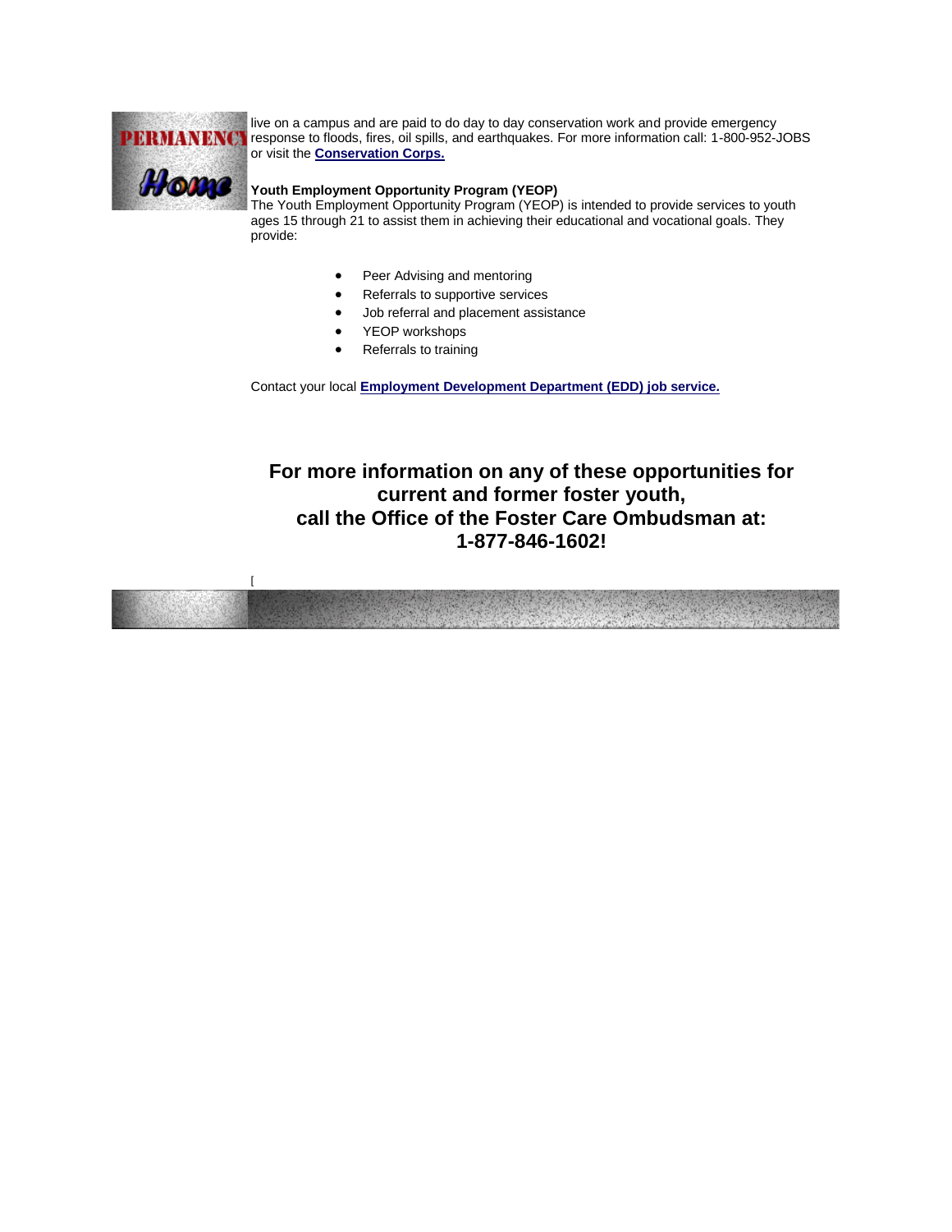live on a campus and are paid to do day to day conservation work and provide emergency response to floods, fires, oil spills, and earthquakes. For more information call: 1-800-952-JOBS or visit the **Conservation Corps.**

**Youth Employment Opportunity Program (YEOP)**

The Youth Employment Opportunity Program (YEOP) is intended to provide services to youth ages 15 through 21 to assist them in achieving their educational and vocational goals. They provide:

- Peer Advising and mentoring
- Referrals to supportive services
- Job referral and placement assistance
- YEOP workshops
- Referrals to training

Contact your local **Employment Development Department (EDD) job service.**

## For more information on any of these opportunities for current and former foster youth, call the Office of the Foster Care Ombudsman at: 1-877-846-1602!

[